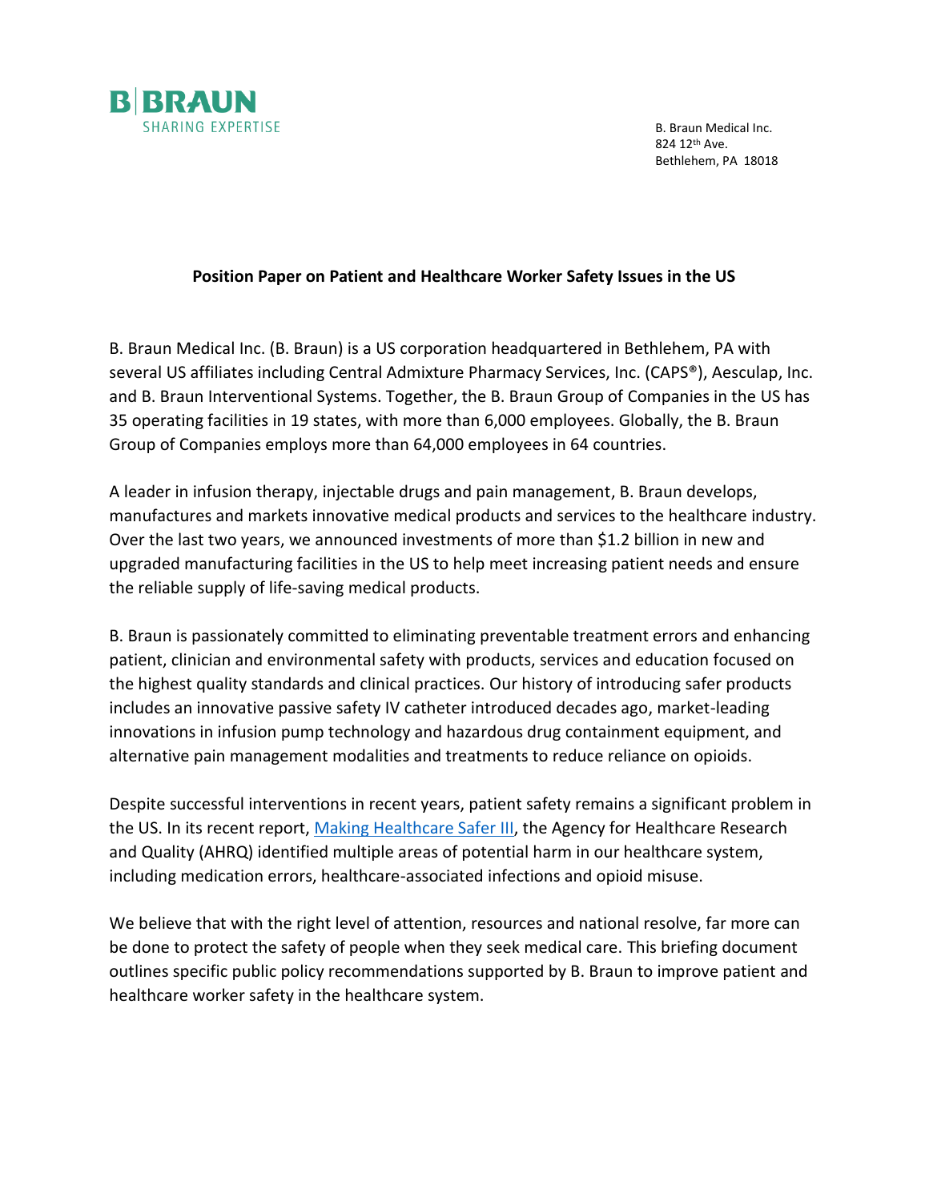B|BRAUN
SHARING EXPERTISE

B. Braun Medical Inc.
824 12th Ave.
Bethlehem, PA 18018

**Position Paper on Patient and Healthcare Worker Safety Issues in the US**

B. Braun Medical Inc. (B. Braun) is a US corporation headquartered in Bethlehem, PA with several US affiliates including Central Admixture Pharmacy Services, Inc. (CAPS®), Aesculap, Inc. and B. Braun Interventional Systems. Together, the B. Braun Group of Companies in the US has 35 operating facilities in 19 states, with more than 6,000 employees. Globally, the B. Braun Group of Companies employs more than 64,000 employees in 64 countries.

A leader in infusion therapy, injectable drugs and pain management, B. Braun develops, manufactures and markets innovative medical products and services to the healthcare industry. Over the last two years, we announced investments of more than $1.2 billion in new and upgraded manufacturing facilities in the US to help meet increasing patient needs and ensure the reliable supply of life-saving medical products.

B. Braun is passionately committed to eliminating preventable treatment errors and enhancing patient, clinician and environmental safety with products, services and education focused on the highest quality standards and clinical practices. Our history of introducing safer products includes an innovative passive safety IV catheter introduced decades ago, market-leading innovations in infusion pump technology and hazardous drug containment equipment, and alternative pain management modalities and treatments to reduce reliance on opioids.

Despite successful interventions in recent years, patient safety remains a significant problem in the US. In its recent report, Making Healthcare Safer III, the Agency for Healthcare Research and Quality (AHRQ) identified multiple areas of potential harm in our healthcare system, including medication errors, healthcare-associated infections and opioid misuse.

We believe that with the right level of attention, resources and national resolve, far more can be done to protect the safety of people when they seek medical care. This briefing document outlines specific public policy recommendations supported by B. Braun to improve patient and healthcare worker safety in the healthcare system.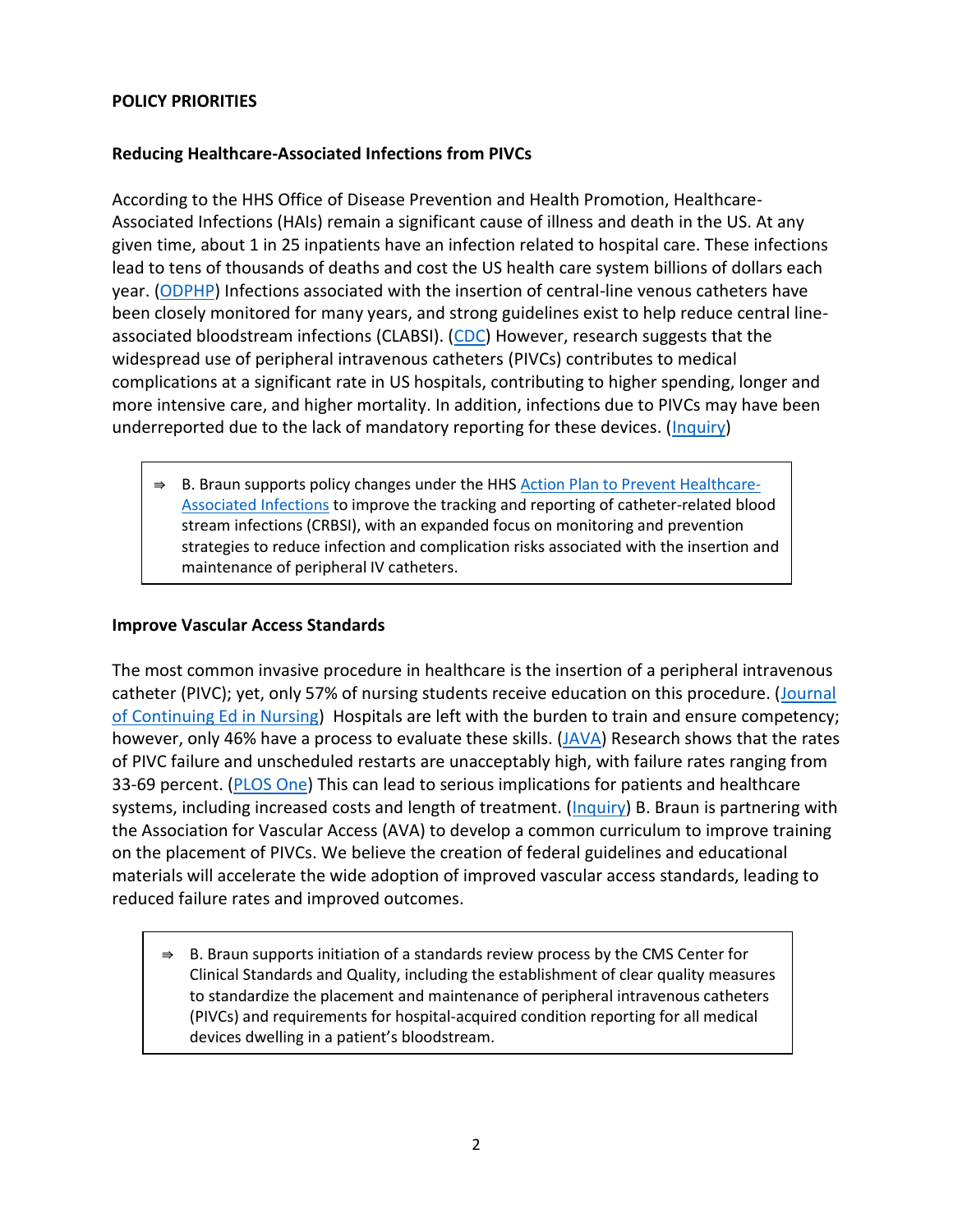**POLICY PRIORITIES**

**Reducing Healthcare-Associated Infections from PIVCs**

According to the HHS Office of Disease Prevention and Health Promotion, Healthcare-Associated Infections (HAIs) remain a significant cause of illness and death in the US. At any given time, about 1 in 25 inpatients have an infection related to hospital care. These infections lead to tens of thousands of deaths and cost the US health care system billions of dollars each year. (ODPHP) Infections associated with the insertion of central-line venous catheters have been closely monitored for many years, and strong guidelines exist to help reduce central line-associated bloodstream infections (CLABSI). (CDC) However, research suggests that the widespread use of peripheral intravenous catheters (PIVCs) contributes to medical complications at a significant rate in US hospitals, contributing to higher spending, longer and more intensive care, and higher mortality. In addition, infections due to PIVCs may have been underreported due to the lack of mandatory reporting for these devices. (Inquiry)

> ⇛ B. Braun supports policy changes under the HHS Action Plan to Prevent Healthcare-Associated Infections to improve the tracking and reporting of catheter-related blood stream infections (CRBSI), with an expanded focus on monitoring and prevention strategies to reduce infection and complication risks associated with the insertion and maintenance of peripheral IV catheters.

**Improve Vascular Access Standards**

The most common invasive procedure in healthcare is the insertion of a peripheral intravenous catheter (PIVC); yet, only 57% of nursing students receive education on this procedure. (Journal of Continuing Ed in Nursing) Hospitals are left with the burden to train and ensure competency; however, only 46% have a process to evaluate these skills. (JAVA) Research shows that the rates of PIVC failure and unscheduled restarts are unacceptably high, with failure rates ranging from 33-69 percent. (PLOS One) This can lead to serious implications for patients and healthcare systems, including increased costs and length of treatment. (Inquiry) B. Braun is partnering with the Association for Vascular Access (AVA) to develop a common curriculum to improve training on the placement of PIVCs. We believe the creation of federal guidelines and educational materials will accelerate the wide adoption of improved vascular access standards, leading to reduced failure rates and improved outcomes.

> ⇛ B. Braun supports initiation of a standards review process by the CMS Center for Clinical Standards and Quality, including the establishment of clear quality measures to standardize the placement and maintenance of peripheral intravenous catheters (PIVCs) and requirements for hospital-acquired condition reporting for all medical devices dwelling in a patient's bloodstream.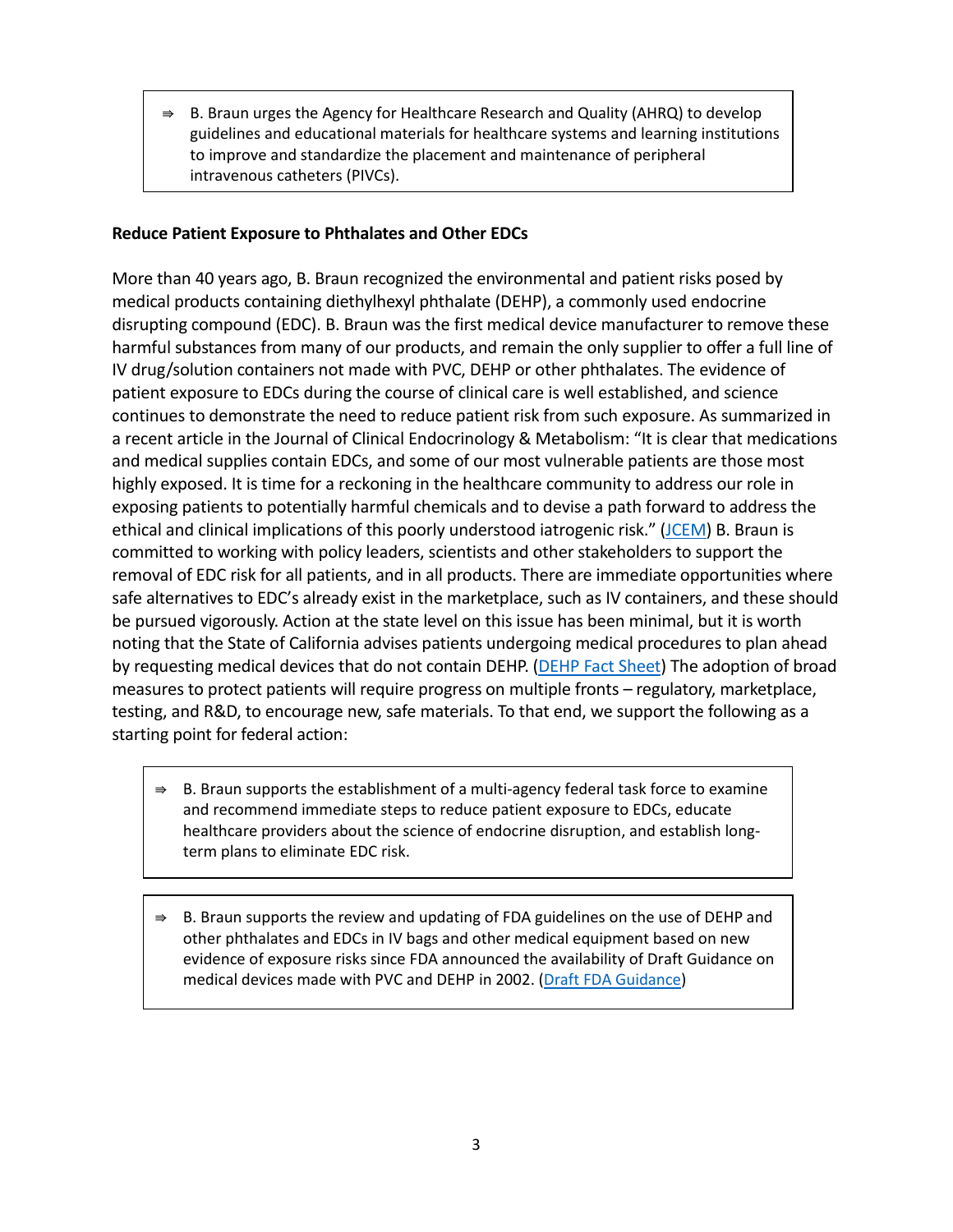> ⇒ B. Braun urges the Agency for Healthcare Research and Quality (AHRQ) to develop guidelines and educational materials for healthcare systems and learning institutions to improve and standardize the placement and maintenance of peripheral intravenous catheters (PIVCs).

**Reduce Patient Exposure to Phthalates and Other EDCs**

More than 40 years ago, B. Braun recognized the environmental and patient risks posed by medical products containing diethylhexyl phthalate (DEHP), a commonly used endocrine disrupting compound (EDC). B. Braun was the first medical device manufacturer to remove these harmful substances from many of our products, and remain the only supplier to offer a full line of IV drug/solution containers not made with PVC, DEHP or other phthalates. The evidence of patient exposure to EDCs during the course of clinical care is well established, and science continues to demonstrate the need to reduce patient risk from such exposure. As summarized in a recent article in the Journal of Clinical Endocrinology & Metabolism: "It is clear that medications and medical supplies contain EDCs, and some of our most vulnerable patients are those most highly exposed. It is time for a reckoning in the healthcare community to address our role in exposing patients to potentially harmful chemicals and to devise a path forward to address the ethical and clinical implications of this poorly understood iatrogenic risk." (JCEM) B. Braun is committed to working with policy leaders, scientists and other stakeholders to support the removal of EDC risk for all patients, and in all products. There are immediate opportunities where safe alternatives to EDC's already exist in the marketplace, such as IV containers, and these should be pursued vigorously. Action at the state level on this issue has been minimal, but it is worth noting that the State of California advises patients undergoing medical procedures to plan ahead by requesting medical devices that do not contain DEHP. (DEHP Fact Sheet) The adoption of broad measures to protect patients will require progress on multiple fronts – regulatory, marketplace, testing, and R&D, to encourage new, safe materials. To that end, we support the following as a starting point for federal action:

> ⇒ B. Braun supports the establishment of a multi-agency federal task force to examine and recommend immediate steps to reduce patient exposure to EDCs, educate healthcare providers about the science of endocrine disruption, and establish long-term plans to eliminate EDC risk.

> ⇒ B. Braun supports the review and updating of FDA guidelines on the use of DEHP and other phthalates and EDCs in IV bags and other medical equipment based on new evidence of exposure risks since FDA announced the availability of Draft Guidance on medical devices made with PVC and DEHP in 2002. (Draft FDA Guidance)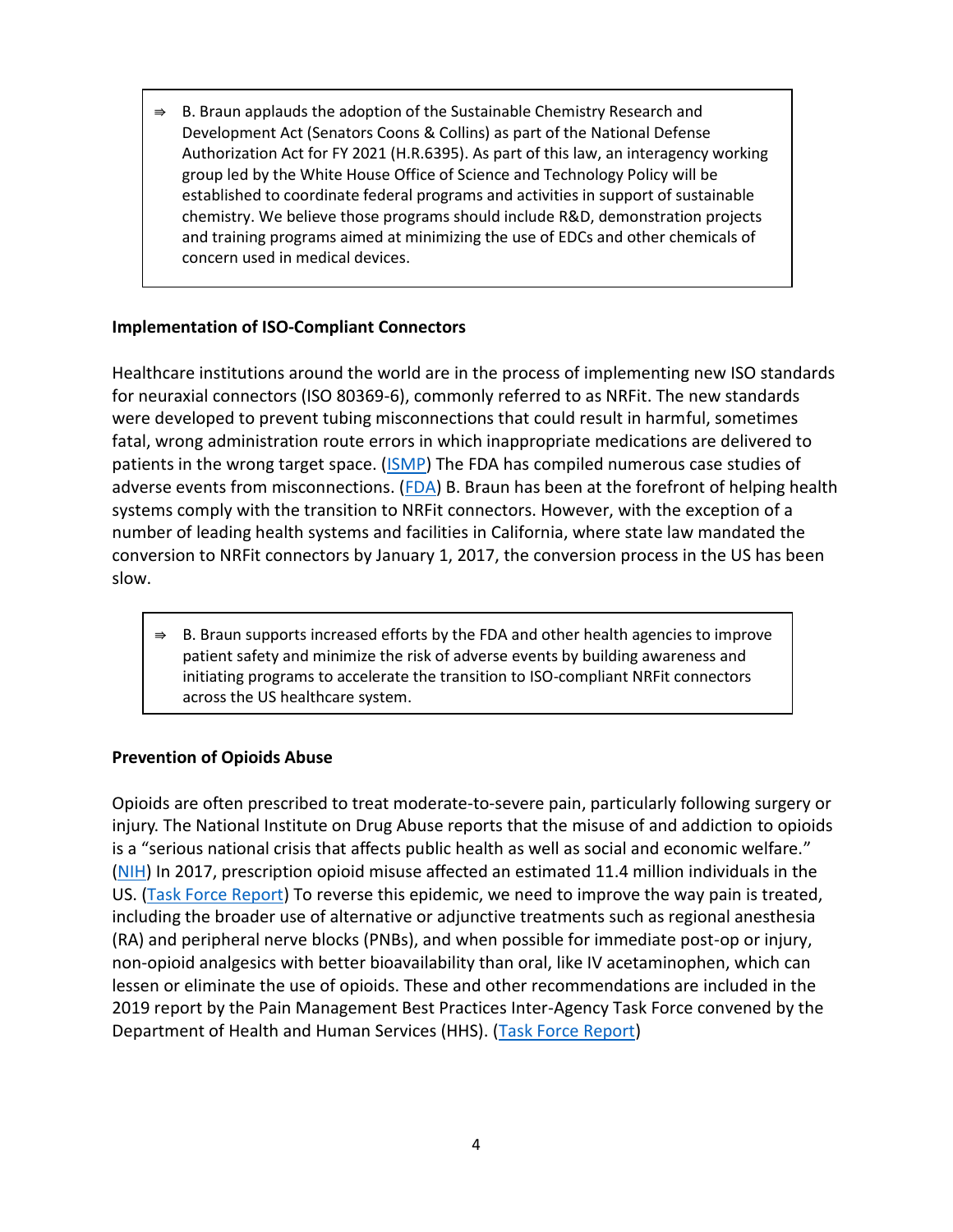> ⇒ B. Braun applauds the adoption of the Sustainable Chemistry Research and Development Act (Senators Coons & Collins) as part of the National Defense Authorization Act for FY 2021 (H.R.6395). As part of this law, an interagency working group led by the White House Office of Science and Technology Policy will be established to coordinate federal programs and activities in support of sustainable chemistry. We believe those programs should include R&D, demonstration projects and training programs aimed at minimizing the use of EDCs and other chemicals of concern used in medical devices.

**Implementation of ISO-Compliant Connectors**

Healthcare institutions around the world are in the process of implementing new ISO standards for neuraxial connectors (ISO 80369-6), commonly referred to as NRFit. The new standards were developed to prevent tubing misconnections that could result in harmful, sometimes fatal, wrong administration route errors in which inappropriate medications are delivered to patients in the wrong target space. (ISMP) The FDA has compiled numerous case studies of adverse events from misconnections. (FDA) B. Braun has been at the forefront of helping health systems comply with the transition to NRFit connectors. However, with the exception of a number of leading health systems and facilities in California, where state law mandated the conversion to NRFit connectors by January 1, 2017, the conversion process in the US has been slow.

> ⇒ B. Braun supports increased efforts by the FDA and other health agencies to improve patient safety and minimize the risk of adverse events by building awareness and initiating programs to accelerate the transition to ISO-compliant NRFit connectors across the US healthcare system.

**Prevention of Opioids Abuse**

Opioids are often prescribed to treat moderate-to-severe pain, particularly following surgery or injury. The National Institute on Drug Abuse reports that the misuse of and addiction to opioids is a "serious national crisis that affects public health as well as social and economic welfare." (NIH) In 2017, prescription opioid misuse affected an estimated 11.4 million individuals in the US. (Task Force Report) To reverse this epidemic, we need to improve the way pain is treated, including the broader use of alternative or adjunctive treatments such as regional anesthesia (RA) and peripheral nerve blocks (PNBs), and when possible for immediate post-op or injury, non-opioid analgesics with better bioavailability than oral, like IV acetaminophen, which can lessen or eliminate the use of opioids. These and other recommendations are included in the 2019 report by the Pain Management Best Practices Inter-Agency Task Force convened by the Department of Health and Human Services (HHS). (Task Force Report)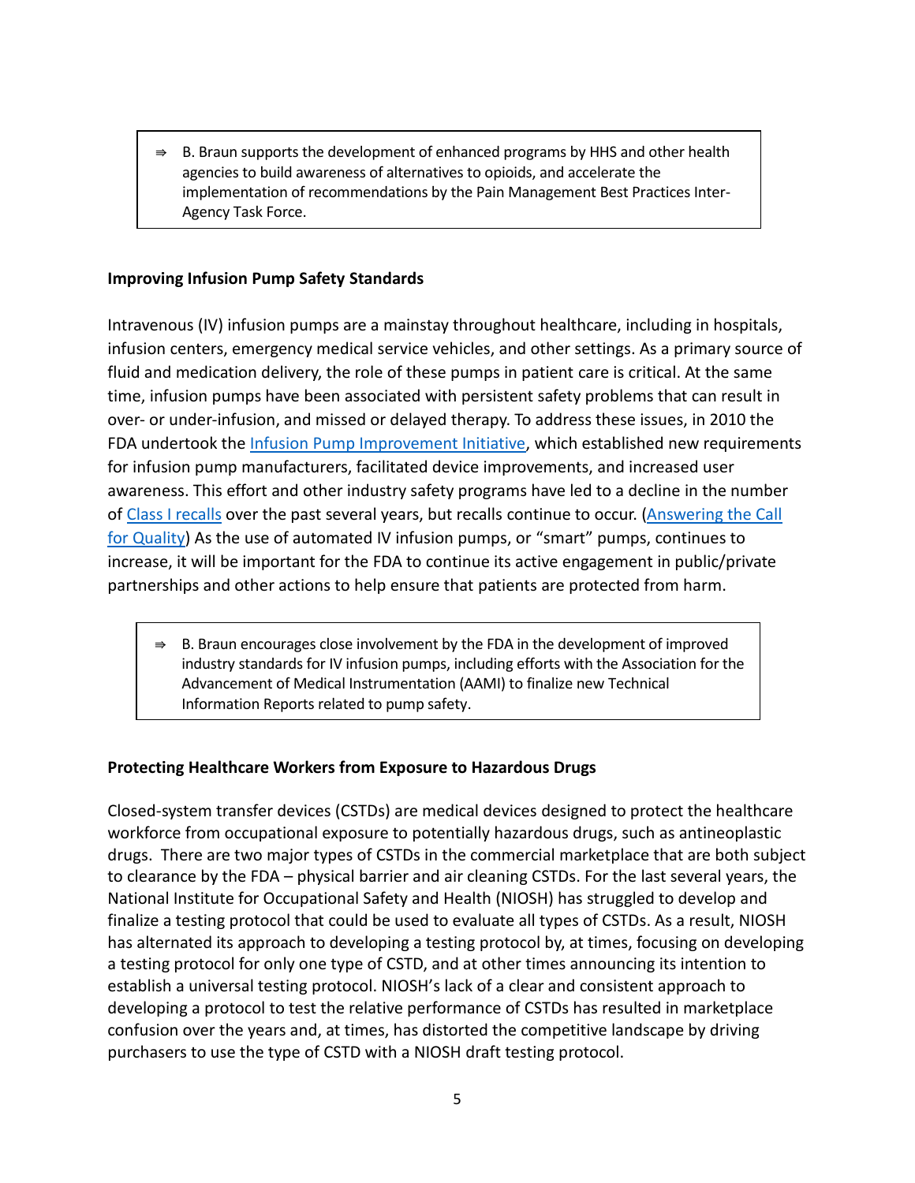> ⇒ B. Braun supports the development of enhanced programs by HHS and other health agencies to build awareness of alternatives to opioids, and accelerate the implementation of recommendations by the Pain Management Best Practices Inter-Agency Task Force.

**Improving Infusion Pump Safety Standards**

Intravenous (IV) infusion pumps are a mainstay throughout healthcare, including in hospitals, infusion centers, emergency medical service vehicles, and other settings. As a primary source of fluid and medication delivery, the role of these pumps in patient care is critical. At the same time, infusion pumps have been associated with persistent safety problems that can result in over- or under-infusion, and missed or delayed therapy. To address these issues, in 2010 the FDA undertook the Infusion Pump Improvement Initiative, which established new requirements for infusion pump manufacturers, facilitated device improvements, and increased user awareness. This effort and other industry safety programs have led to a decline in the number of Class I recalls over the past several years, but recalls continue to occur. (Answering the Call for Quality) As the use of automated IV infusion pumps, or "smart" pumps, continues to increase, it will be important for the FDA to continue its active engagement in public/private partnerships and other actions to help ensure that patients are protected from harm.

> ⇒ B. Braun encourages close involvement by the FDA in the development of improved industry standards for IV infusion pumps, including efforts with the Association for the Advancement of Medical Instrumentation (AAMI) to finalize new Technical Information Reports related to pump safety.

**Protecting Healthcare Workers from Exposure to Hazardous Drugs**

Closed-system transfer devices (CSTDs) are medical devices designed to protect the healthcare workforce from occupational exposure to potentially hazardous drugs, such as antineoplastic drugs. There are two major types of CSTDs in the commercial marketplace that are both subject to clearance by the FDA – physical barrier and air cleaning CSTDs. For the last several years, the National Institute for Occupational Safety and Health (NIOSH) has struggled to develop and finalize a testing protocol that could be used to evaluate all types of CSTDs. As a result, NIOSH has alternated its approach to developing a testing protocol by, at times, focusing on developing a testing protocol for only one type of CSTD, and at other times announcing its intention to establish a universal testing protocol. NIOSH's lack of a clear and consistent approach to developing a protocol to test the relative performance of CSTDs has resulted in marketplace confusion over the years and, at times, has distorted the competitive landscape by driving purchasers to use the type of CSTD with a NIOSH draft testing protocol.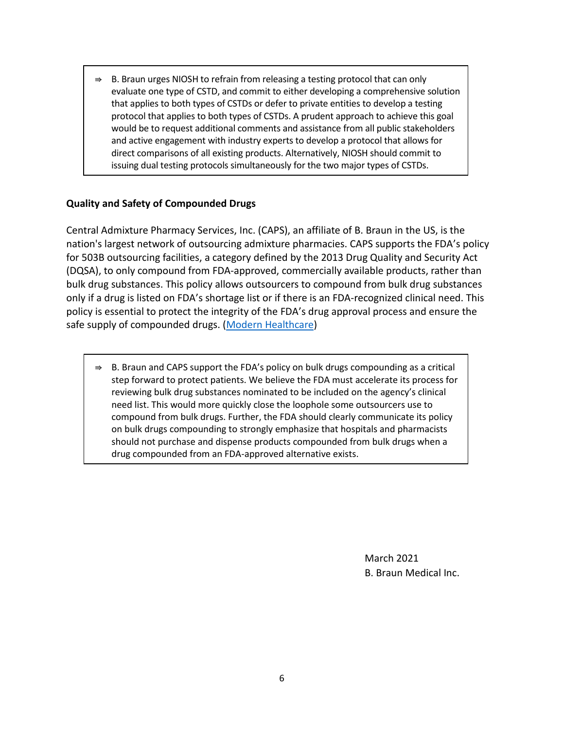⇒ B. Braun urges NIOSH to refrain from releasing a testing protocol that can only evaluate one type of CSTD, and commit to either developing a comprehensive solution that applies to both types of CSTDs or defer to private entities to develop a testing protocol that applies to both types of CSTDs. A prudent approach to achieve this goal would be to request additional comments and assistance from all public stakeholders and active engagement with industry experts to develop a protocol that allows for direct comparisons of all existing products. Alternatively, NIOSH should commit to issuing dual testing protocols simultaneously for the two major types of CSTDs.

**Quality and Safety of Compounded Drugs**

Central Admixture Pharmacy Services, Inc. (CAPS), an affiliate of B. Braun in the US, is the nation's largest network of outsourcing admixture pharmacies. CAPS supports the FDA's policy for 503B outsourcing facilities, a category defined by the 2013 Drug Quality and Security Act (DQSA), to only compound from FDA-approved, commercially available products, rather than bulk drug substances. This policy allows outsourcers to compound from bulk drug substances only if a drug is listed on FDA's shortage list or if there is an FDA-recognized clinical need. This policy is essential to protect the integrity of the FDA's drug approval process and ensure the safe supply of compounded drugs. (Modern Healthcare)

⇒ B. Braun and CAPS support the FDA's policy on bulk drugs compounding as a critical step forward to protect patients. We believe the FDA must accelerate its process for reviewing bulk drug substances nominated to be included on the agency's clinical need list. This would more quickly close the loophole some outsourcers use to compound from bulk drugs. Further, the FDA should clearly communicate its policy on bulk drugs compounding to strongly emphasize that hospitals and pharmacists should not purchase and dispense products compounded from bulk drugs when a drug compounded from an FDA-approved alternative exists.

March 2021
B. Braun Medical Inc.